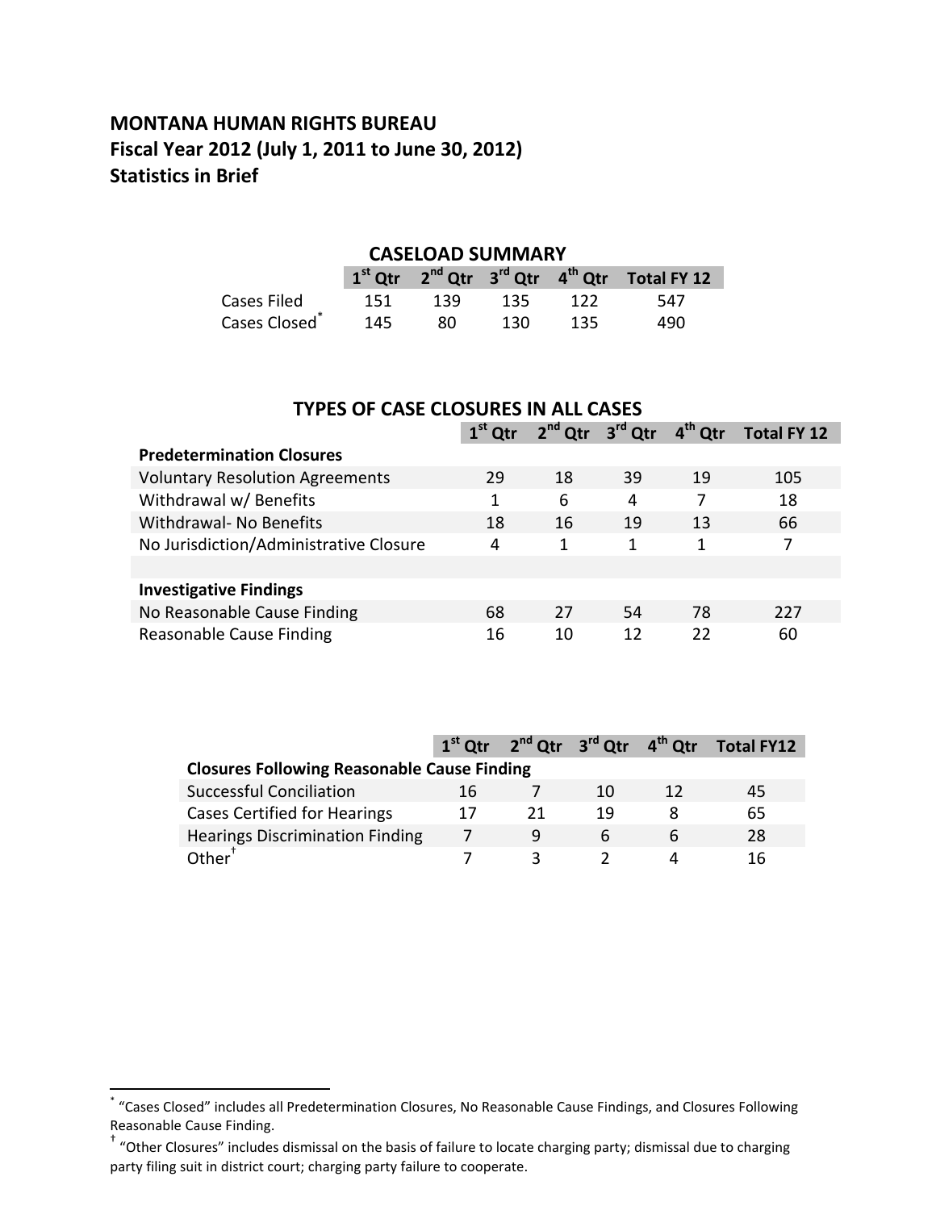# MONTANA HUMAN RIGHTS BUREAU
## Fiscal Year 2012 (July 1, 2011 to June 30, 2012)
## Statistics in Brief

### CASELOAD SUMMARY

| | 1st Qtr | 2nd Qtr | 3rd Qtr | 4th Qtr | Total FY 12 |
|---|---|---|---|---|---|
| Cases Filed | 151 | 139 | 135 | 122 | 547 |
| Cases Closed* | 145 | 80 | 130 | 135 | 490 |

### TYPES OF CASE CLOSURES IN ALL CASES

| | 1st Qtr | 2nd Qtr | 3rd Qtr | 4th Qtr | Total FY 12 |
|---|---|---|---|---|---|
| **Predetermination Closures** | | | | | |
| Voluntary Resolution Agreements | 29 | 18 | 39 | 19 | 105 |
| Withdrawal w/ Benefits | 1 | 6 | 4 | 7 | 18 |
| Withdrawal- No Benefits | 18 | 16 | 19 | 13 | 66 |
| No Jurisdiction/Administrative Closure | 4 | 1 | 1 | 1 | 7 |
| | | | | | |
| **Investigative Findings** | | | | | |
| No Reasonable Cause Finding | 68 | 27 | 54 | 78 | 227 |
| Reasonable Cause Finding | 16 | 10 | 12 | 22 | 60 |

| | 1st Qtr | 2nd Qtr | 3rd Qtr | 4th Qtr | Total FY12 |
|---|---|---|---|---|---|
| **Closures Following Reasonable Cause Finding** | | | | | |
| Successful Conciliation | 16 | 7 | 10 | 12 | 45 |
| Cases Certified for Hearings | 17 | 21 | 19 | 8 | 65 |
| Hearings Discrimination Finding | 7 | 9 | 6 | 6 | 28 |
| Other† | 7 | 3 | 2 | 4 | 16 |

---

* "Cases Closed" includes all Predetermination Closures, No Reasonable Cause Findings, and Closures Following Reasonable Cause Finding.

† "Other Closures" includes dismissal on the basis of failure to locate charging party; dismissal due to charging party filing suit in district court; charging party failure to cooperate.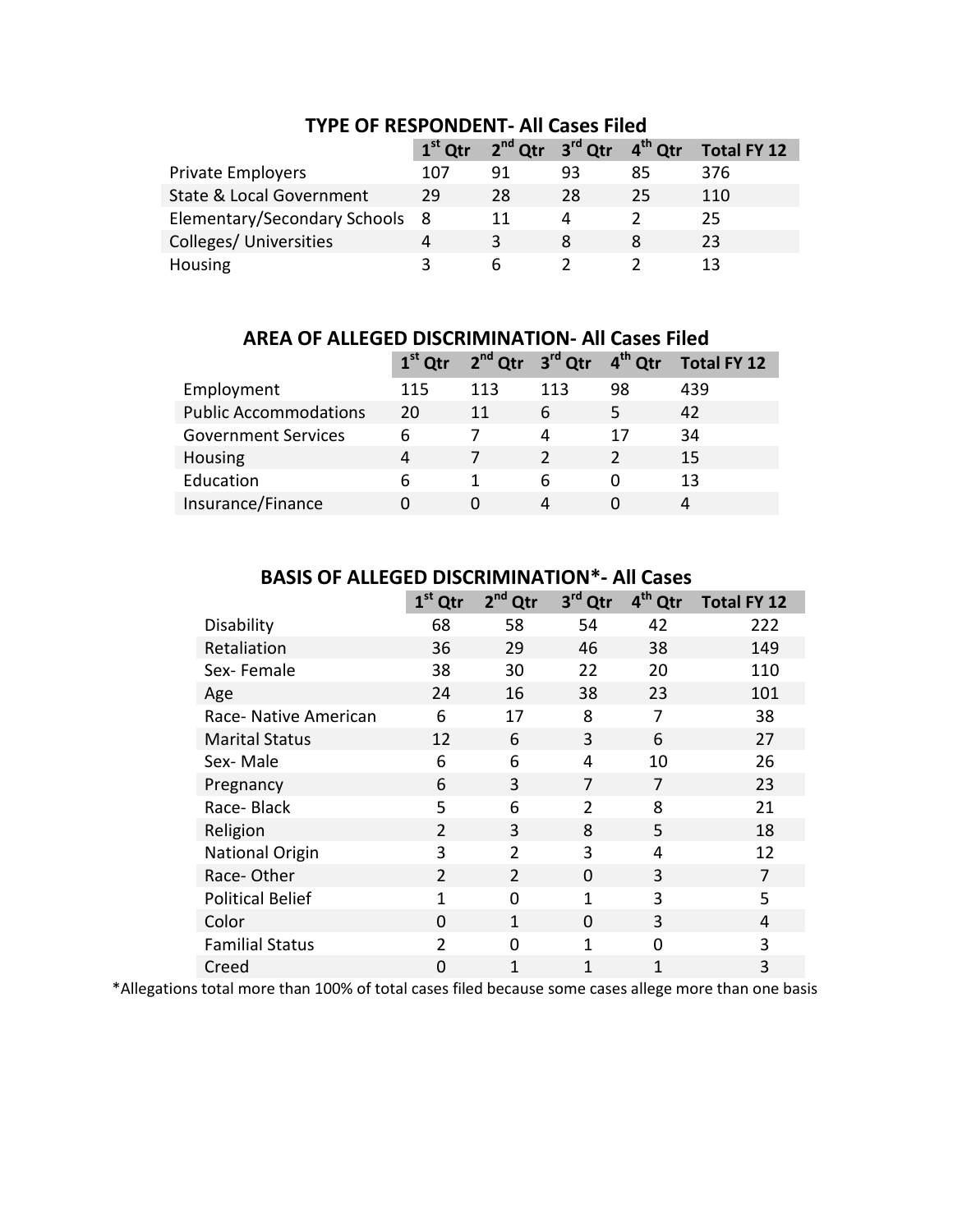## TYPE OF RESPONDENT- All Cases Filed

| | 1st Qtr | 2nd Qtr | 3rd Qtr | 4th Qtr | Total FY 12 |
|---|---|---|---|---|---|
| Private Employers | 107 | 91 | 93 | 85 | 376 |
| State & Local Government | 29 | 28 | 28 | 25 | 110 |
| Elementary/Secondary Schools | 8 | 11 | 4 | 2 | 25 |
| Colleges/ Universities | 4 | 3 | 8 | 8 | 23 |
| Housing | 3 | 6 | 2 | 2 | 13 |

## AREA OF ALLEGED DISCRIMINATION- All Cases Filed

| | 1st Qtr | 2nd Qtr | 3rd Qtr | 4th Qtr | Total FY 12 |
|---|---|---|---|---|---|
| Employment | 115 | 113 | 113 | 98 | 439 |
| Public Accommodations | 20 | 11 | 6 | 5 | 42 |
| Government Services | 6 | 7 | 4 | 17 | 34 |
| Housing | 4 | 7 | 2 | 2 | 15 |
| Education | 6 | 1 | 6 | 0 | 13 |
| Insurance/Finance | 0 | 0 | 4 | 0 | 4 |

## BASIS OF ALLEGED DISCRIMINATION*- All Cases

| | 1st Qtr | 2nd Qtr | 3rd Qtr | 4th Qtr | Total FY 12 |
|---|---|---|---|---|---|
| Disability | 68 | 58 | 54 | 42 | 222 |
| Retaliation | 36 | 29 | 46 | 38 | 149 |
| Sex- Female | 38 | 30 | 22 | 20 | 110 |
| Age | 24 | 16 | 38 | 23 | 101 |
| Race- Native American | 6 | 17 | 8 | 7 | 38 |
| Marital Status | 12 | 6 | 3 | 6 | 27 |
| Sex- Male | 6 | 6 | 4 | 10 | 26 |
| Pregnancy | 6 | 3 | 7 | 7 | 23 |
| Race- Black | 5 | 6 | 2 | 8 | 21 |
| Religion | 2 | 3 | 8 | 5 | 18 |
| National Origin | 3 | 2 | 3 | 4 | 12 |
| Race- Other | 2 | 2 | 0 | 3 | 7 |
| Political Belief | 1 | 0 | 1 | 3 | 5 |
| Color | 0 | 1 | 0 | 3 | 4 |
| Familial Status | 2 | 0 | 1 | 0 | 3 |
| Creed | 0 | 1 | 1 | 1 | 3 |

*Allegations total more than 100% of total cases filed because some cases allege more than one basis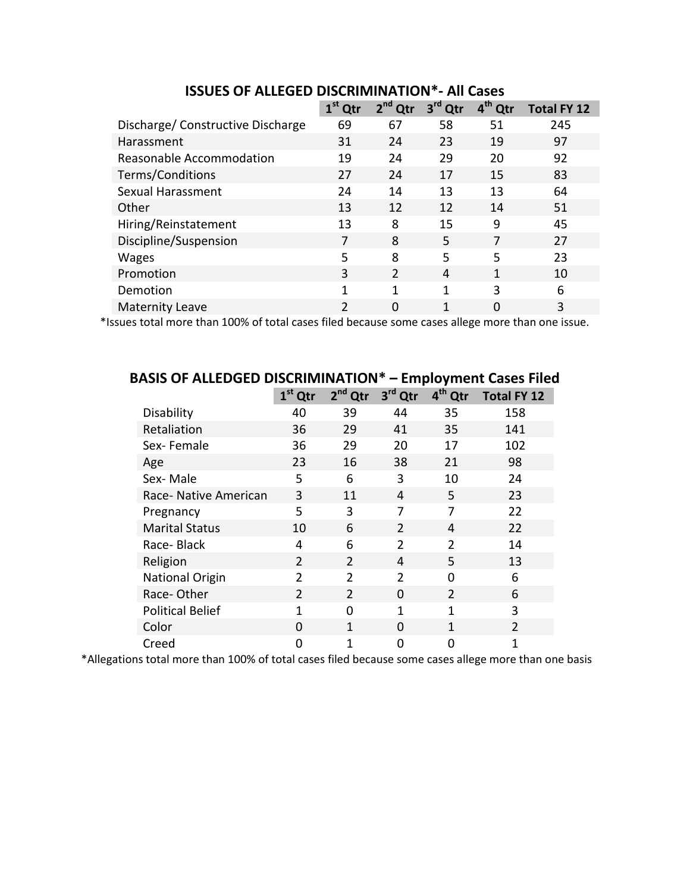## ISSUES OF ALLEGED DISCRIMINATION*- All Cases

| | 1st Qtr | 2nd Qtr | 3rd Qtr | 4th Qtr | Total FY 12 |
|---|---|---|---|---|---|
| Discharge/ Constructive Discharge | 69 | 67 | 58 | 51 | 245 |
| Harassment | 31 | 24 | 23 | 19 | 97 |
| Reasonable Accommodation | 19 | 24 | 29 | 20 | 92 |
| Terms/Conditions | 27 | 24 | 17 | 15 | 83 |
| Sexual Harassment | 24 | 14 | 13 | 13 | 64 |
| Other | 13 | 12 | 12 | 14 | 51 |
| Hiring/Reinstatement | 13 | 8 | 15 | 9 | 45 |
| Discipline/Suspension | 7 | 8 | 5 | 7 | 27 |
| Wages | 5 | 8 | 5 | 5 | 23 |
| Promotion | 3 | 2 | 4 | 1 | 10 |
| Demotion | 1 | 1 | 1 | 3 | 6 |
| Maternity Leave | 2 | 0 | 1 | 0 | 3 |

*Issues total more than 100% of total cases filed because some cases allege more than one issue.

## BASIS OF ALLEDGED DISCRIMINATION* – Employment Cases Filed

| | 1st Qtr | 2nd Qtr | 3rd Qtr | 4th Qtr | Total FY 12 |
|---|---|---|---|---|---|
| Disability | 40 | 39 | 44 | 35 | 158 |
| Retaliation | 36 | 29 | 41 | 35 | 141 |
| Sex- Female | 36 | 29 | 20 | 17 | 102 |
| Age | 23 | 16 | 38 | 21 | 98 |
| Sex- Male | 5 | 6 | 3 | 10 | 24 |
| Race- Native American | 3 | 11 | 4 | 5 | 23 |
| Pregnancy | 5 | 3 | 7 | 7 | 22 |
| Marital Status | 10 | 6 | 2 | 4 | 22 |
| Race- Black | 4 | 6 | 2 | 2 | 14 |
| Religion | 2 | 2 | 4 | 5 | 13 |
| National Origin | 2 | 2 | 2 | 0 | 6 |
| Race- Other | 2 | 2 | 0 | 2 | 6 |
| Political Belief | 1 | 0 | 1 | 1 | 3 |
| Color | 0 | 1 | 0 | 1 | 2 |
| Creed | 0 | 1 | 0 | 0 | 1 |

*Allegations total more than 100% of total cases filed because some cases allege more than one basis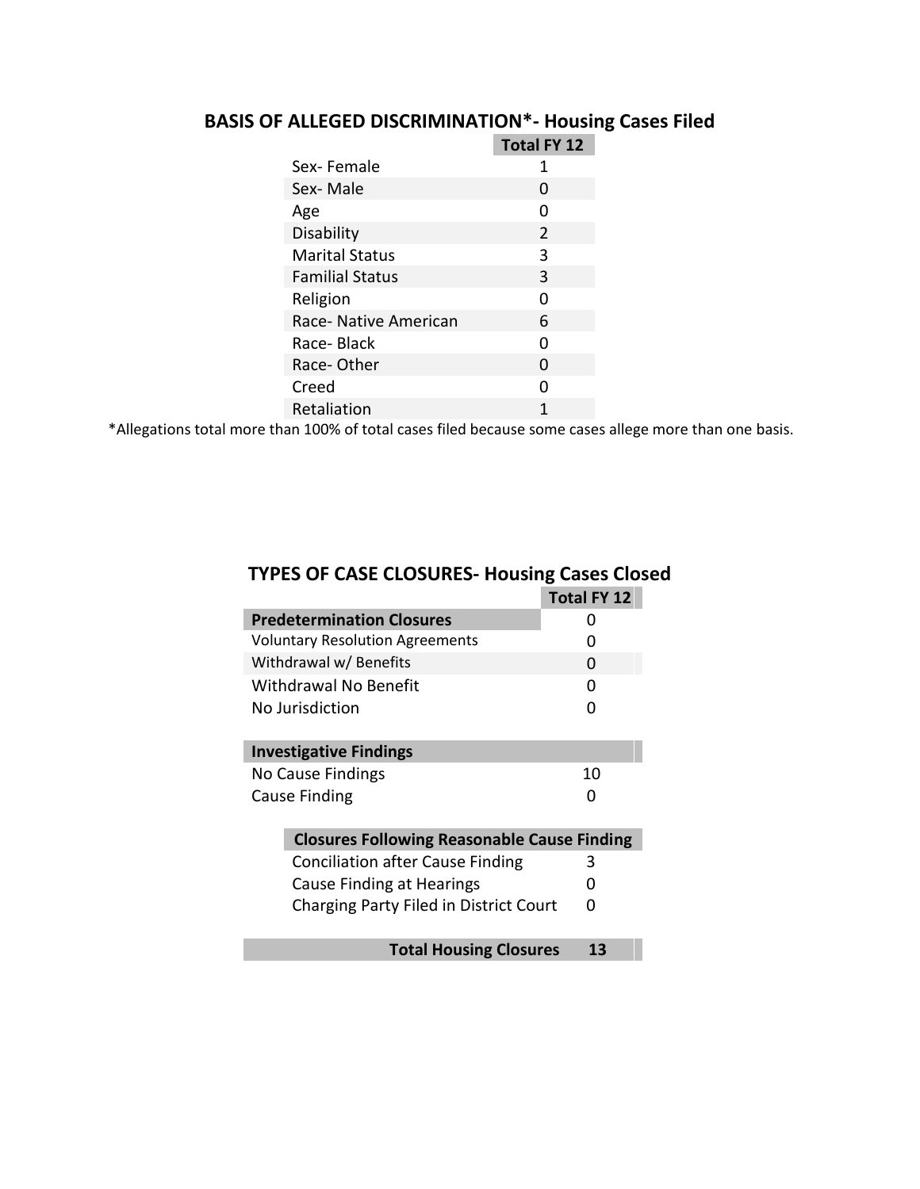## BASIS OF ALLEGED DISCRIMINATION*- Housing Cases Filed

| | Total FY 12 |
|---|---|
| Sex- Female | 1 |
| Sex- Male | 0 |
| Age | 0 |
| Disability | 2 |
| Marital Status | 3 |
| Familial Status | 3 |
| Religion | 0 |
| Race- Native American | 6 |
| Race- Black | 0 |
| Race- Other | 0 |
| Creed | 0 |
| Retaliation | 1 |

*Allegations total more than 100% of total cases filed because some cases allege more than one basis.

## TYPES OF CASE CLOSURES- Housing Cases Closed

| | Total FY 12 |
|---|---|
| **Predetermination Closures** | 0 |
| Voluntary Resolution Agreements | 0 |
| Withdrawal w/ Benefits | 0 |
| Withdrawal No Benefit | 0 |
| No Jurisdiction | 0 |
| **Investigative Findings** | |
| No Cause Findings | 10 |
| Cause Finding | 0 |
| **Closures Following Reasonable Cause Finding** | |
| Conciliation after Cause Finding | 3 |
| Cause Finding at Hearings | 0 |
| Charging Party Filed in District Court | 0 |
| **Total Housing Closures** | **13** |